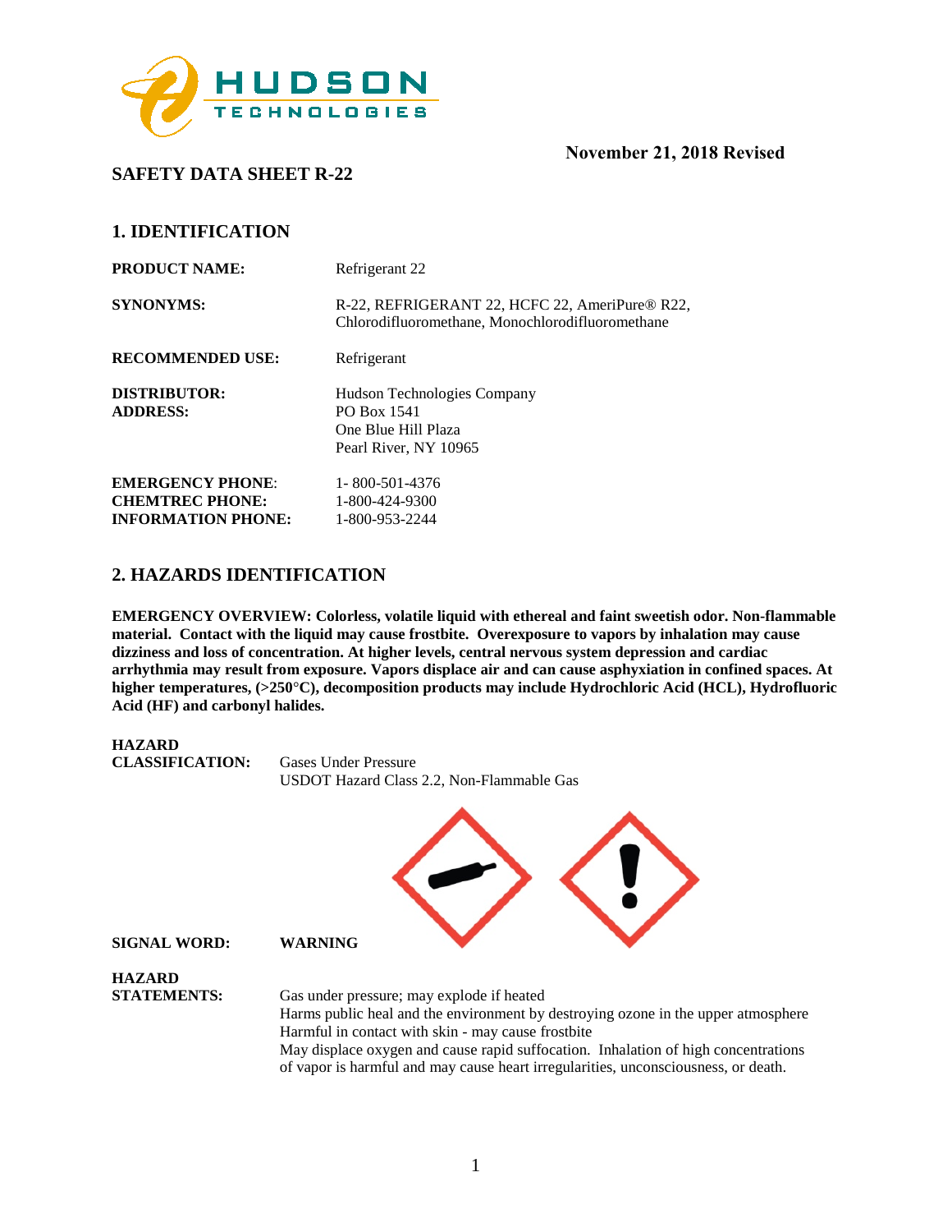November 21, 2018 Revised

# SAFETY DATA SHEET R-22

## 1. IDENTIFICATION

**PRODUCT NAME:** Refrigerant 22

**SYNONYMS:** R-22, REFRIGERANT 22, HCFC 22, AmeriPure® R22, Chlorodifluoromethane, Monochlorodifluoromethane

**RECOMMENDED USE:** Refrigerant

**DISTRIBUTOR:**
**ADDRESS:**
Hudson Technologies Company
PO Box 1541
One Blue Hill Plaza
Pearl River, NY 10965

**EMERGENCY PHONE**: 1- 800-501-4376
**CHEMTREC PHONE:** 1-800-424-9300
**INFORMATION PHONE:** 1-800-953-2244

## 2. HAZARDS IDENTIFICATION

**EMERGENCY OVERVIEW: Colorless, volatile liquid with ethereal and faint sweetish odor. Non-flammable material. Contact with the liquid may cause frostbite. Overexposure to vapors by inhalation may cause dizziness and loss of concentration. At higher levels, central nervous system depression and cardiac arrhythmia may result from exposure. Vapors displace air and can cause asphyxiation in confined spaces. At higher temperatures, (>250°C), decomposition products may include Hydrochloric Acid (HCL), Hydrofluoric Acid (HF) and carbonyl halides.**

**HAZARD CLASSIFICATION:** Gases Under Pressure
USDOT Hazard Class 2.2, Non-Flammable Gas

**SIGNAL WORD:** **WARNING**

**HAZARD STATEMENTS:**
Gas under pressure; may explode if heated
Harms public heal and the environment by destroying ozone in the upper atmosphere
Harmful in contact with skin - may cause frostbite
May displace oxygen and cause rapid suffocation. Inhalation of high concentrations of vapor is harmful and may cause heart irregularities, unconsciousness, or death.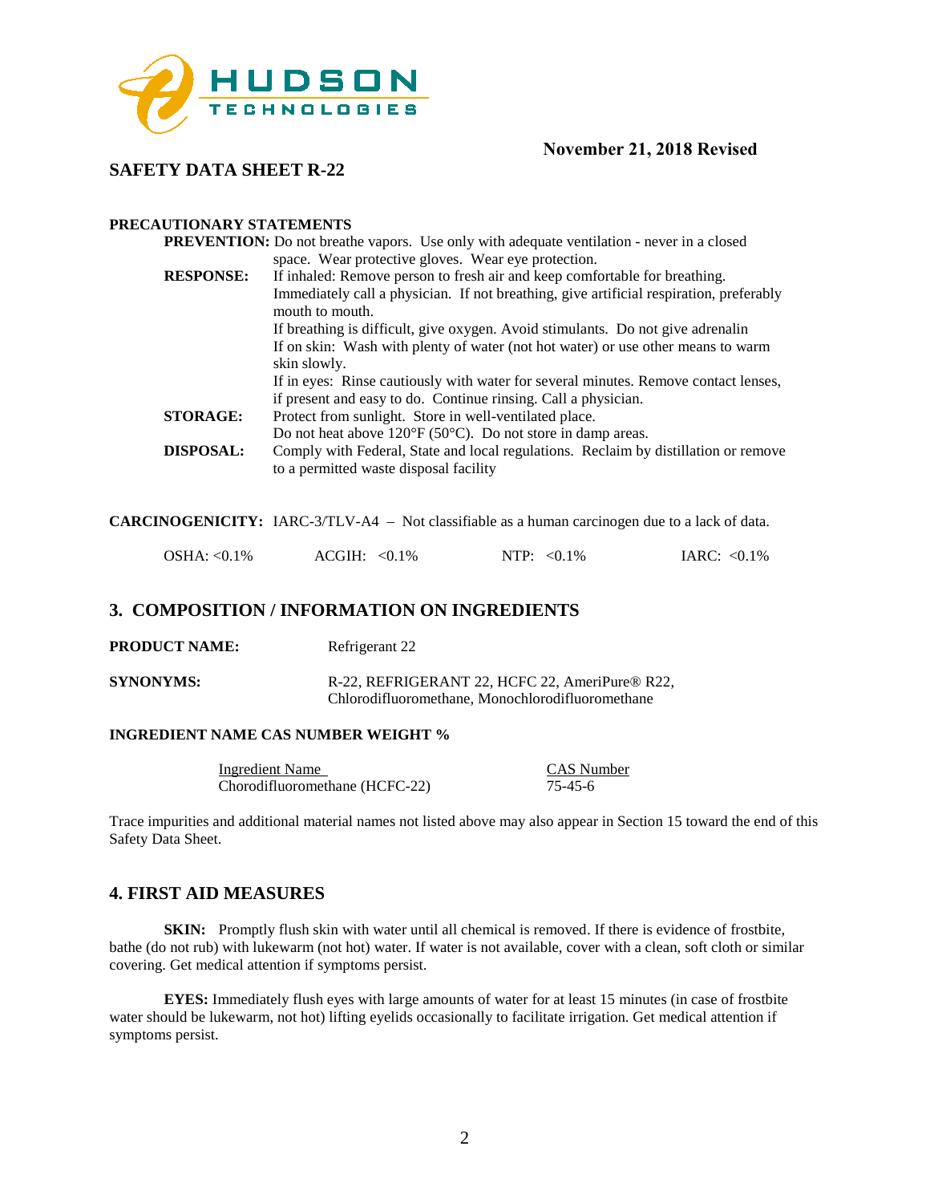**November 21, 2018 Revised**

## SAFETY DATA SHEET R-22

**PRECAUTIONARY STATEMENTS**

**PREVENTION:** Do not breathe vapors. Use only with adequate ventilation - never in a closed space. Wear protective gloves. Wear eye protection.

**RESPONSE:** If inhaled: Remove person to fresh air and keep comfortable for breathing. Immediately call a physician. If not breathing, give artificial respiration, preferably mouth to mouth.
If breathing is difficult, give oxygen. Avoid stimulants. Do not give adrenalin
If on skin: Wash with plenty of water (not hot water) or use other means to warm skin slowly.
If in eyes: Rinse cautiously with water for several minutes. Remove contact lenses, if present and easy to do. Continue rinsing. Call a physician.

**STORAGE:** Protect from sunlight. Store in well-ventilated place.
Do not heat above 120°F (50°C). Do not store in damp areas.

**DISPOSAL:** Comply with Federal, State and local regulations. Reclaim by distillation or remove to a permitted waste disposal facility

**CARCINOGENICITY:** IARC-3/TLV-A4 – Not classifiable as a human carcinogen due to a lack of data.

| OSHA: <0.1% | ACGIH: <0.1% | NTP: <0.1% | IARC: <0.1% |
|---|---|---|---|

## 3. COMPOSITION / INFORMATION ON INGREDIENTS

**PRODUCT NAME:** Refrigerant 22

**SYNONYMS:** R-22, REFRIGERANT 22, HCFC 22, AmeriPure® R22, Chlorodifluoromethane, Monochlorodifluoromethane

**INGREDIENT NAME CAS NUMBER WEIGHT %**

| Ingredient Name | CAS Number |
|---|---|
| Chorodifluoromethane (HCFC-22) | 75-45-6 |

Trace impurities and additional material names not listed above may also appear in Section 15 toward the end of this Safety Data Sheet.

## 4. FIRST AID MEASURES

**SKIN:** Promptly flush skin with water until all chemical is removed. If there is evidence of frostbite, bathe (do not rub) with lukewarm (not hot) water. If water is not available, cover with a clean, soft cloth or similar covering. Get medical attention if symptoms persist.

**EYES:** Immediately flush eyes with large amounts of water for at least 15 minutes (in case of frostbite water should be lukewarm, not hot) lifting eyelids occasionally to facilitate irrigation. Get medical attention if symptoms persist.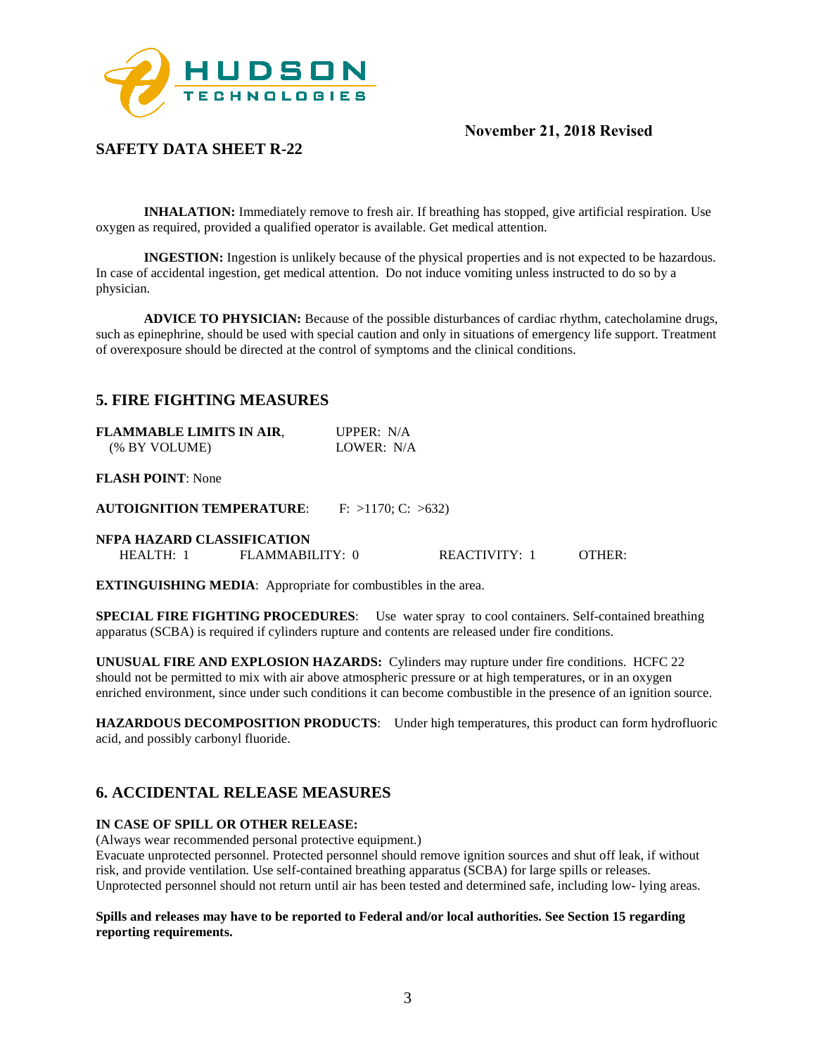**INHALATION:** Immediately remove to fresh air. If breathing has stopped, give artificial respiration. Use oxygen as required, provided a qualified operator is available. Get medical attention.

**INGESTION:** Ingestion is unlikely because of the physical properties and is not expected to be hazardous. In case of accidental ingestion, get medical attention. Do not induce vomiting unless instructed to do so by a physician.

**ADVICE TO PHYSICIAN:** Because of the possible disturbances of cardiac rhythm, catecholamine drugs, such as epinephrine, should be used with special caution and only in situations of emergency life support. Treatment of overexposure should be directed at the control of symptoms and the clinical conditions.

## 5. FIRE FIGHTING MEASURES

**FLAMMABLE LIMITS IN AIR**, (% BY VOLUME) — UPPER: N/A, LOWER: N/A

**FLASH POINT**: None

**AUTOIGNITION TEMPERATURE**: F: >1170; C: >632)

**NFPA HAZARD CLASSIFICATION**

HEALTH: 1 FLAMMABILITY: 0 REACTIVITY: 1 OTHER:

**EXTINGUISHING MEDIA**: Appropriate for combustibles in the area.

**SPECIAL FIRE FIGHTING PROCEDURES**: Use water spray to cool containers. Self-contained breathing apparatus (SCBA) is required if cylinders rupture and contents are released under fire conditions.

**UNUSUAL FIRE AND EXPLOSION HAZARDS:** Cylinders may rupture under fire conditions. HCFC 22 should not be permitted to mix with air above atmospheric pressure or at high temperatures, or in an oxygen enriched environment, since under such conditions it can become combustible in the presence of an ignition source.

**HAZARDOUS DECOMPOSITION PRODUCTS**: Under high temperatures, this product can form hydrofluoric acid, and possibly carbonyl fluoride.

## 6. ACCIDENTAL RELEASE MEASURES

**IN CASE OF SPILL OR OTHER RELEASE:**

(Always wear recommended personal protective equipment.)

Evacuate unprotected personnel. Protected personnel should remove ignition sources and shut off leak, if without risk, and provide ventilation. Use self-contained breathing apparatus (SCBA) for large spills or releases. Unprotected personnel should not return until air has been tested and determined safe, including low- lying areas.

**Spills and releases may have to be reported to Federal and/or local authorities. See Section 15 regarding reporting requirements.**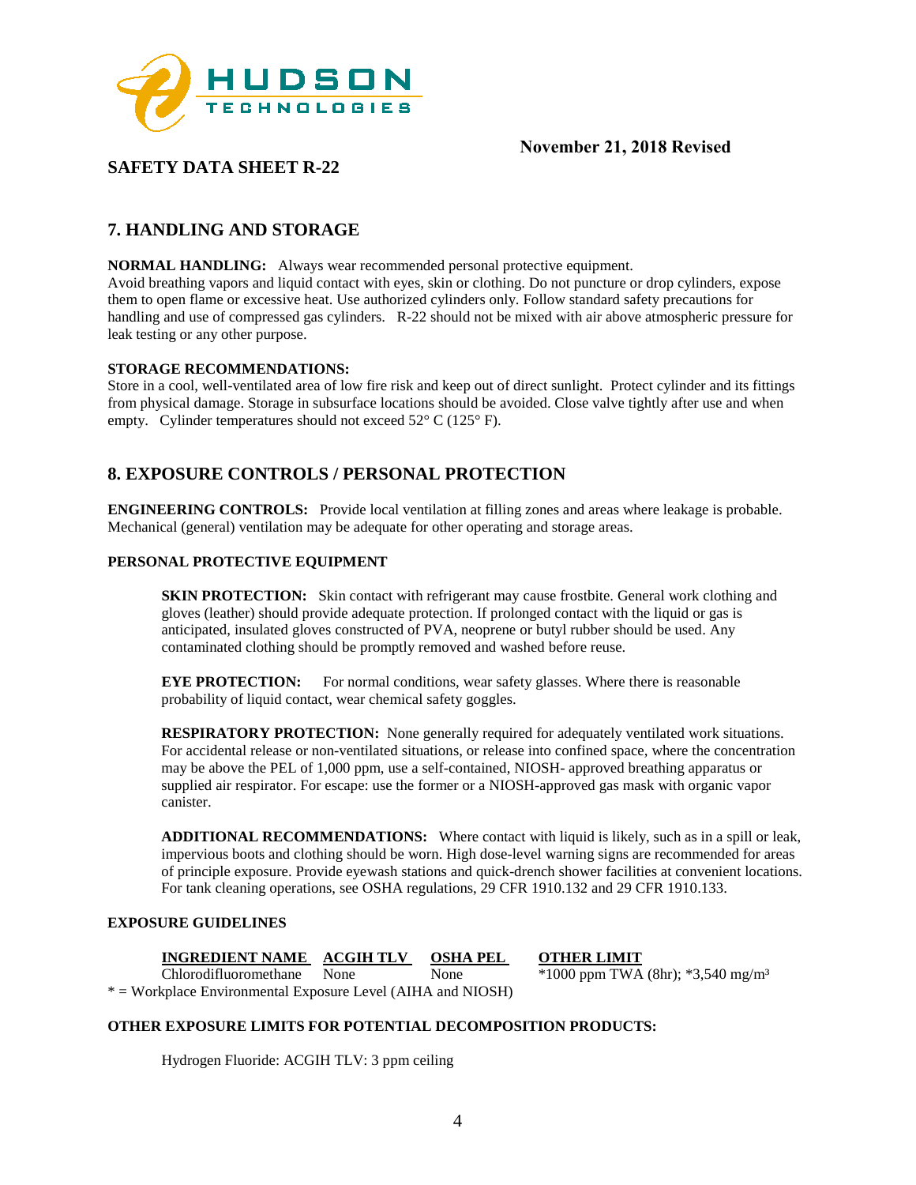November 21, 2018 Revised

**SAFETY DATA SHEET R-22**

## 7. HANDLING AND STORAGE

**NORMAL HANDLING:** Always wear recommended personal protective equipment.
Avoid breathing vapors and liquid contact with eyes, skin or clothing. Do not puncture or drop cylinders, expose them to open flame or excessive heat. Use authorized cylinders only. Follow standard safety precautions for handling and use of compressed gas cylinders. R-22 should not be mixed with air above atmospheric pressure for leak testing or any other purpose.

**STORAGE RECOMMENDATIONS:**
Store in a cool, well-ventilated area of low fire risk and keep out of direct sunlight. Protect cylinder and its fittings from physical damage. Storage in subsurface locations should be avoided. Close valve tightly after use and when empty. Cylinder temperatures should not exceed 52° C (125° F).

## 8. EXPOSURE CONTROLS / PERSONAL PROTECTION

**ENGINEERING CONTROLS:** Provide local ventilation at filling zones and areas where leakage is probable. Mechanical (general) ventilation may be adequate for other operating and storage areas.

**PERSONAL PROTECTIVE EQUIPMENT**

**SKIN PROTECTION:** Skin contact with refrigerant may cause frostbite. General work clothing and gloves (leather) should provide adequate protection. If prolonged contact with the liquid or gas is anticipated, insulated gloves constructed of PVA, neoprene or butyl rubber should be used. Any contaminated clothing should be promptly removed and washed before reuse.

**EYE PROTECTION:** For normal conditions, wear safety glasses. Where there is reasonable probability of liquid contact, wear chemical safety goggles.

**RESPIRATORY PROTECTION:** None generally required for adequately ventilated work situations. For accidental release or non-ventilated situations, or release into confined space, where the concentration may be above the PEL of 1,000 ppm, use a self-contained, NIOSH- approved breathing apparatus or supplied air respirator. For escape: use the former or a NIOSH-approved gas mask with organic vapor canister.

**ADDITIONAL RECOMMENDATIONS:** Where contact with liquid is likely, such as in a spill or leak, impervious boots and clothing should be worn. High dose-level warning signs are recommended for areas of principle exposure. Provide eyewash stations and quick-drench shower facilities at convenient locations. For tank cleaning operations, see OSHA regulations, 29 CFR 1910.132 and 29 CFR 1910.133.

**EXPOSURE GUIDELINES**

| INGREDIENT NAME | ACGIH TLV | OSHA PEL | OTHER LIMIT |
|---|---|---|---|
| Chlorodifluoromethane | None | None | *1000 ppm TWA (8hr); *3,540 mg/m³ |

* = Workplace Environmental Exposure Level (AIHA and NIOSH)

**OTHER EXPOSURE LIMITS FOR POTENTIAL DECOMPOSITION PRODUCTS:**

Hydrogen Fluoride: ACGIH TLV: 3 ppm ceiling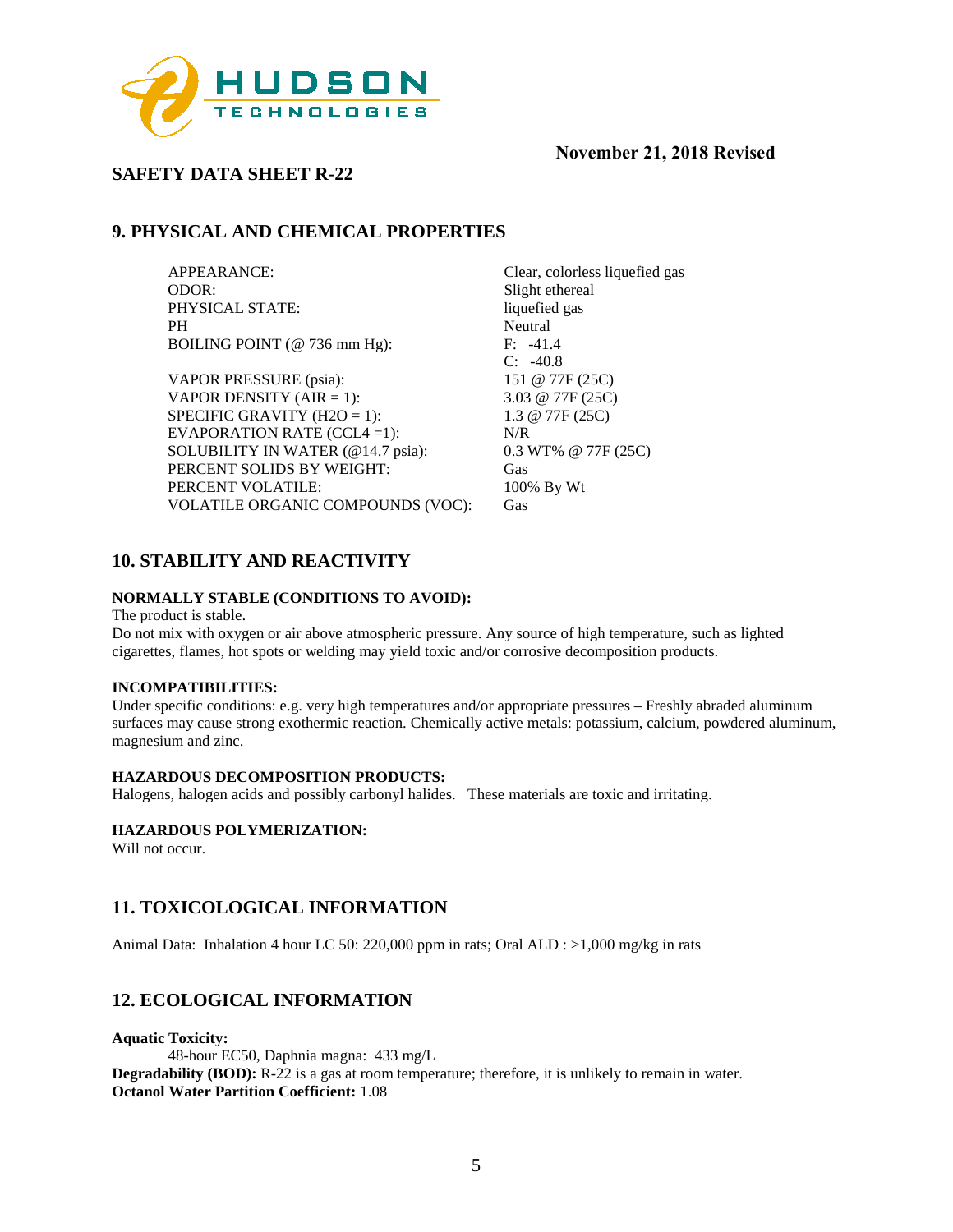November 21, 2018 Revised

## SAFETY DATA SHEET R-22

## 9. PHYSICAL AND CHEMICAL PROPERTIES

| | |
|---|---|
| APPEARANCE: | Clear, colorless liquefied gas |
| ODOR: | Slight ethereal |
| PHYSICAL STATE: | liquefied gas |
| PH | Neutral |
| BOILING POINT (@ 736 mm Hg): | F: -41.4<br>C: -40.8 |
| VAPOR PRESSURE (psia): | 151 @ 77F (25C) |
| VAPOR DENSITY (AIR = 1): | 3.03 @ 77F (25C) |
| SPECIFIC GRAVITY (H2O = 1): | 1.3 @ 77F (25C) |
| EVAPORATION RATE (CCL4 =1): | N/R |
| SOLUBILITY IN WATER (@14.7 psia): | 0.3 WT% @ 77F (25C) |
| PERCENT SOLIDS BY WEIGHT: | Gas |
| PERCENT VOLATILE: | 100% By Wt |
| VOLATILE ORGANIC COMPOUNDS (VOC): | Gas |

## 10. STABILITY AND REACTIVITY

**NORMALLY STABLE (CONDITIONS TO AVOID):**

The product is stable.

Do not mix with oxygen or air above atmospheric pressure. Any source of high temperature, such as lighted cigarettes, flames, hot spots or welding may yield toxic and/or corrosive decomposition products.

**INCOMPATIBILITIES:**

Under specific conditions: e.g. very high temperatures and/or appropriate pressures – Freshly abraded aluminum surfaces may cause strong exothermic reaction. Chemically active metals: potassium, calcium, powdered aluminum, magnesium and zinc.

**HAZARDOUS DECOMPOSITION PRODUCTS:**

Halogens, halogen acids and possibly carbonyl halides. These materials are toxic and irritating.

**HAZARDOUS POLYMERIZATION:**

Will not occur.

## 11. TOXICOLOGICAL INFORMATION

Animal Data: Inhalation 4 hour LC 50: 220,000 ppm in rats; Oral ALD : >1,000 mg/kg in rats

## 12. ECOLOGICAL INFORMATION

**Aquatic Toxicity:**

48-hour EC50, Daphnia magna: 433 mg/L

**Degradability (BOD):** R-22 is a gas at room temperature; therefore, it is unlikely to remain in water.

**Octanol Water Partition Coefficient:** 1.08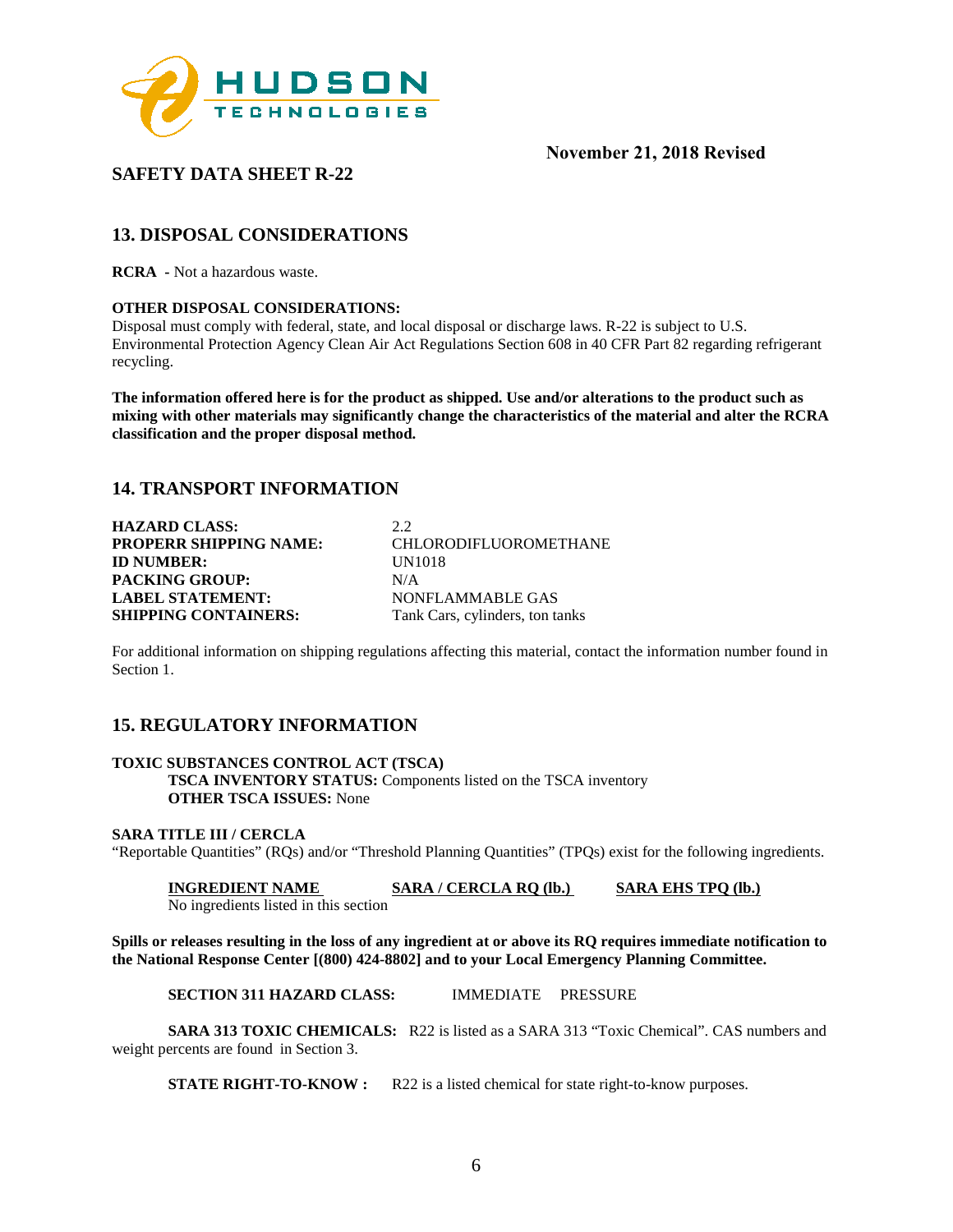November 21, 2018 Revised

**SAFETY DATA SHEET R-22**

## 13. DISPOSAL CONSIDERATIONS

**RCRA -** Not a hazardous waste.

**OTHER DISPOSAL CONSIDERATIONS:**
Disposal must comply with federal, state, and local disposal or discharge laws. R-22 is subject to U.S. Environmental Protection Agency Clean Air Act Regulations Section 608 in 40 CFR Part 82 regarding refrigerant recycling.

**The information offered here is for the product as shipped. Use and/or alterations to the product such as mixing with other materials may significantly change the characteristics of the material and alter the RCRA classification and the proper disposal method.**

## 14. TRANSPORT INFORMATION

| | |
|---|---|
| **HAZARD CLASS:** | 2.2 |
| **PROPERR SHIPPING NAME:** | CHLORODIFLUOROMETHANE |
| **ID NUMBER:** | UN1018 |
| **PACKING GROUP:** | N/A |
| **LABEL STATEMENT:** | NONFLAMMABLE GAS |
| **SHIPPING CONTAINERS:** | Tank Cars, cylinders, ton tanks |

For additional information on shipping regulations affecting this material, contact the information number found in Section 1.

## 15. REGULATORY INFORMATION

**TOXIC SUBSTANCES CONTROL ACT (TSCA)**
**TSCA INVENTORY STATUS:** Components listed on the TSCA inventory
**OTHER TSCA ISSUES:** None

**SARA TITLE III / CERCLA**
"Reportable Quantities" (RQs) and/or "Threshold Planning Quantities" (TPQs) exist for the following ingredients.

| INGREDIENT NAME | SARA / CERCLA RQ (lb.) | SARA EHS TPQ (lb.) |
|---|---|---|
| No ingredients listed in this section | | |

**Spills or releases resulting in the loss of any ingredient at or above its RQ requires immediate notification to the National Response Center [(800) 424-8802] and to your Local Emergency Planning Committee.**

**SECTION 311 HAZARD CLASS:** IMMEDIATE PRESSURE

**SARA 313 TOXIC CHEMICALS:** R22 is listed as a SARA 313 "Toxic Chemical". CAS numbers and weight percents are found in Section 3.

**STATE RIGHT-TO-KNOW :** R22 is a listed chemical for state right-to-know purposes.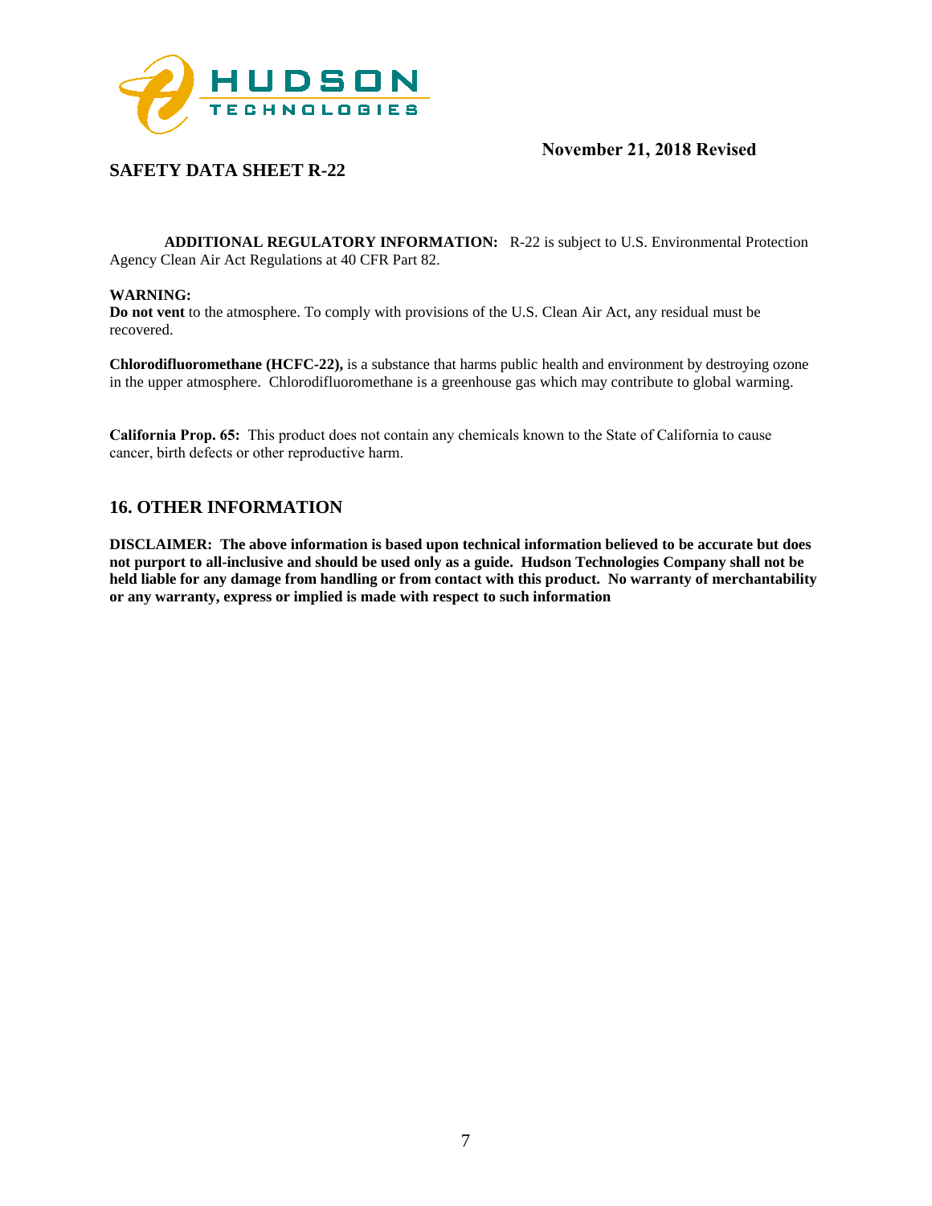**November 21, 2018 Revised**

**SAFETY DATA SHEET R-22**

**ADDITIONAL REGULATORY INFORMATION:** R-22 is subject to U.S. Environmental Protection Agency Clean Air Act Regulations at 40 CFR Part 82.

**WARNING:**
**Do not vent** to the atmosphere. To comply with provisions of the U.S. Clean Air Act, any residual must be recovered.

**Chlorodifluoromethane (HCFC-22),** is a substance that harms public health and environment by destroying ozone in the upper atmosphere. Chlorodifluoromethane is a greenhouse gas which may contribute to global warming.

**California Prop. 65:** This product does not contain any chemicals known to the State of California to cause cancer, birth defects or other reproductive harm.

## 16. OTHER INFORMATION

**DISCLAIMER: The above information is based upon technical information believed to be accurate but does not purport to all-inclusive and should be used only as a guide. Hudson Technologies Company shall not be held liable for any damage from handling or from contact with this product. No warranty of merchantability or any warranty, express or implied is made with respect to such information**